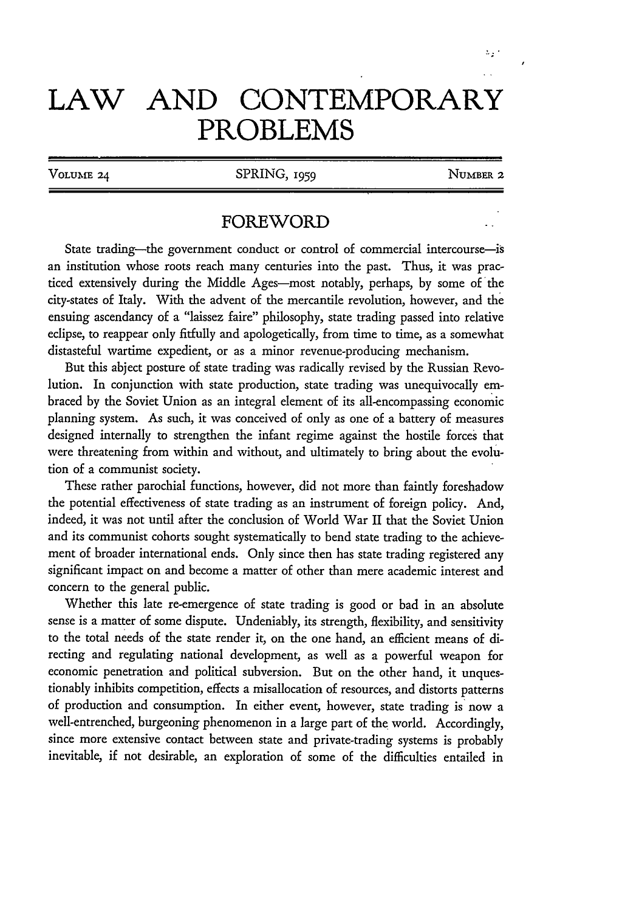# LAW AND CONTEMPORARY PROBLEMS

VOLUME 24 SPRING, 1959 NUMBER 2

## FOREWORD

State trading—the government conduct or control of commercial intercourse—is an institution whose roots reach many centuries into the past. Thus, it was practiced extensively during the Middle Ages—most notably, perhaps, by some of the city-states of Italy. With the advent of the mercantile revolution, however, and the ensuing ascendancy of a "laissez faire" philosophy, state trading passed into relative eclipse, to reappear only fitfully and apologetically, from time to time, as a somewhat distasteful wartime expedient, or as a minor revenue-producing mechanism.

But this abject posture of state trading was radically revised by the Russian Revolution. In conjunction with state production, state trading was unequivocally embraced by the Soviet Union as an integral element of its all-encompassing economic planning system. As such, it was conceived of only as one of a battery of measures designed internally to strengthen the infant regime against the hostile forces that were threatening from within and without, and ultimately to bring about the evolution of a communist society.

These rather parochial functions, however, did not more than faintly foreshadow the potential effectiveness of state trading as an instrument of foreign policy. And, indeed, it was not until after the conclusion of World War II that the Soviet Union and its communist cohorts sought systematically to bend state trading to the achievement of broader international ends. Only since then has state trading registered any significant impact on and become a matter of other than mere academic interest and concern to the general public.

Whether this late re-emergence of state trading is good or bad in an absolute sense is a matter of some dispute. Undeniably, its strength, flexibility, and sensitivity to the total needs of the state render it, on the one hand, an efficient means of directing and regulating national development, as well as a powerful weapon for economic penetration and political subversion. But on the other hand, it unquestionably inhibits competition, effects a misallocation of resources, and distorts patterns of production and consumption. In either event, however, state trading is now a well-entrenched, burgeoning phenomenon in a large part of the world. Accordingly, since more extensive contact between state and private-trading systems is probably inevitable, if not desirable, an exploration of some of the difficulties entailed in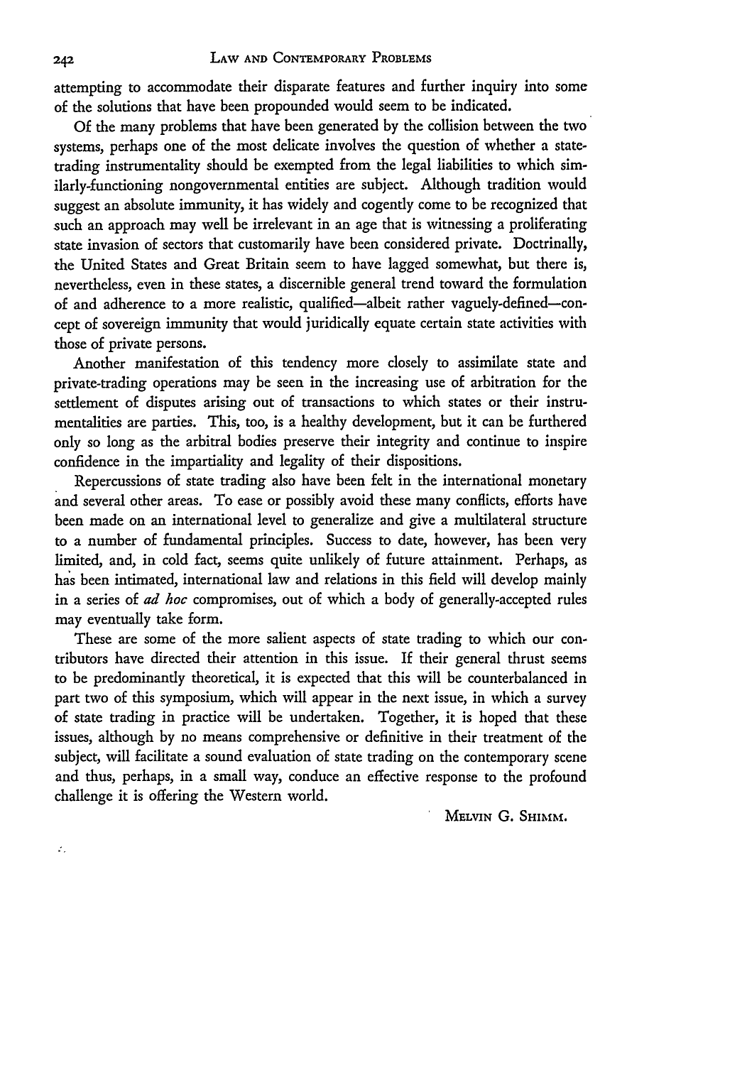attempting to accommodate their disparate features and further inquiry into some of the solutions that have been propounded would seem to be indicated.

Of the many problems that have been generated by the collision between the two systems, perhaps one of the most delicate involves the question of whether a state-trading instrumentality should be exempted from the legal liabilities to which similarly-functioning nongovernmental entities are subject. Although tradition would suggest an absolute immunity, it has widely and cogently come to be recognized that such an approach may well be irrelevant in an age that is witnessing a proliferating state invasion of sectors that customarily have been considered private. Doctrinally, the United States and Great Britain seem to have lagged somewhat, but there is, nevertheless, even in these states, a discernible general trend toward the formulation of and adherence to a more realistic, qualified—albeit rather vaguely-defined—concept of sovereign immunity that would juridically equate certain state activities with those of private persons.

Another manifestation of this tendency more closely to assimilate state and private-trading operations may be seen in the increasing use of arbitration for the settlement of disputes arising out of transactions to which states or their instrumentalities are parties. This, too, is a healthy development, but it can be furthered only so long as the arbitral bodies preserve their integrity and continue to inspire confidence in the impartiality and legality of their dispositions.

Repercussions of state trading also have been felt in the international monetary and several other areas. To ease or possibly avoid these many conflicts, efforts have been made on an international level to generalize and give a multilateral structure to a number of fundamental principles. Success to date, however, has been very limited, and, in cold fact, seems quite unlikely of future attainment. Perhaps, as has been intimated, international law and relations in this field will develop mainly in a series of *ad hoc* compromises, out of which a body of generally-accepted rules may eventually take form.

These are some of the more salient aspects of state trading to which our contributors have directed their attention in this issue. If their general thrust seems to be predominantly theoretical, it is expected that this will be counterbalanced in part two of this symposium, which will appear in the next issue, in which a survey of state trading in practice will be undertaken. Together, it is hoped that these issues, although by no means comprehensive or definitive in their treatment of the subject, will facilitate a sound evaluation of state trading on the contemporary scene and thus, perhaps, in a small way, conduce an effective response to the profound challenge it is offering the Western world.

MELVIN G. SHIMM.